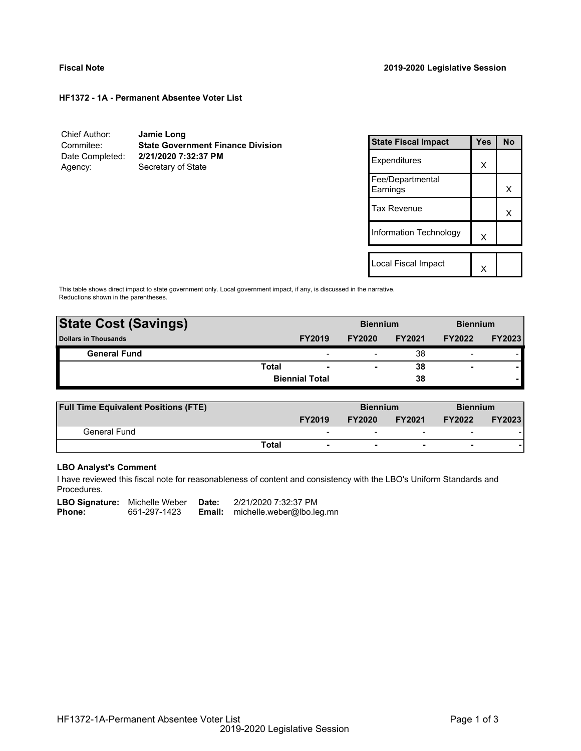**Fiscal Note** **2019-2020 Legislative Session**

**HF1372 - 1A - Permanent Absentee Voter List**

Chief Author: **Jamie Long**
Commitee: **State Government Finance Division**
Date Completed: **2/21/2020 7:32:37 PM**
Agency: Secretary of State

| State Fiscal Impact | Yes | No |
|---|---|---|
| Expenditures | X | |
| Fee/Departmental Earnings | | X |
| Tax Revenue | | X |
| Information Technology | X | |
| | | |
| Local Fiscal Impact | X | |

This table shows direct impact to state government only. Local government impact, if any, is discussed in the narrative. Reductions shown in the parentheses.

| State Cost (Savings) | | | Biennium | | Biennium | |
|---|---|---|---|---|---|---|
| Dollars in Thousands | | FY2019 | FY2020 | FY2021 | FY2022 | FY2023 |
| General Fund | | - | - | 38 | - | - |
| | Total | - | - | 38 | - | - |
| | Biennial Total | | | 38 | | - |

| Full Time Equivalent Positions (FTE) | | | Biennium | | Biennium | |
|---|---|---|---|---|---|---|
| | | FY2019 | FY2020 | FY2021 | FY2022 | FY2023 |
| General Fund | | - | - | - | - | - |
| | Total | - | - | - | - | - |

**LBO Analyst's Comment**

I have reviewed this fiscal note for reasonableness of content and consistency with the LBO's Uniform Standards and Procedures.

**LBO Signature:** Michelle Weber **Date:** 2/21/2020 7:32:37 PM
**Phone:** 651-297-1423 **Email:** michelle.weber@lbo.leg.mn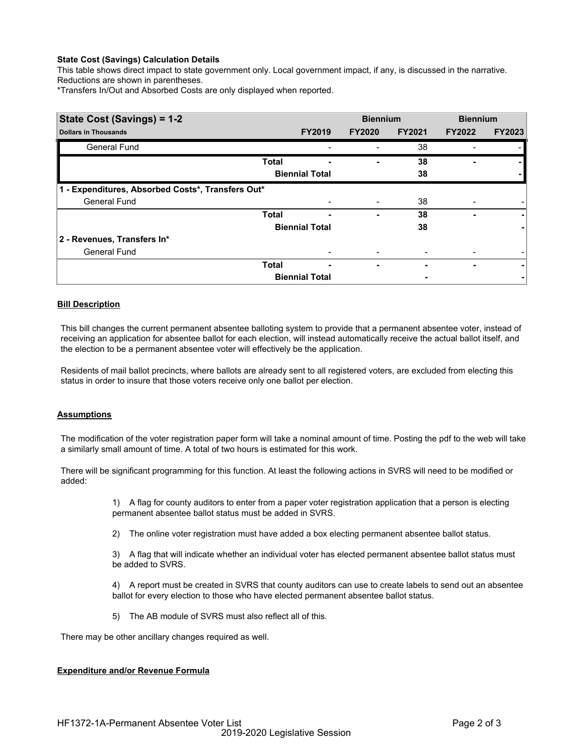**State Cost (Savings) Calculation Details**

This table shows direct impact to state government only. Local government impact, if any, is discussed in the narrative. Reductions are shown in parentheses.

*Transfers In/Out and Absorbed Costs are only displayed when reported.

| State Cost (Savings) = 1-2 | | Biennium | | Biennium | |
|---|---|---|---|---|---|
| **Dollars in Thousands** | **FY2019** | **FY2020** | **FY2021** | **FY2022** | **FY2023** |
| General Fund | - | - | 38 | - | - |
| **Total** | **-** | **-** | **38** | **-** | **-** |
| **Biennial Total** | | | **38** | | **-** |
| **1 - Expenditures, Absorbed Costs*, Transfers Out*** | | | | | |
| General Fund | - | - | 38 | - | - |
| **Total** | **-** | **-** | **38** | **-** | **-** |
| **Biennial Total** | | | **38** | | **-** |
| **2 - Revenues, Transfers In*** | | | | | |
| General Fund | - | - | - | - | - |
| **Total** | **-** | **-** | **-** | **-** | **-** |
| **Biennial Total** | | | **-** | | **-** |

**Bill Description**

This bill changes the current permanent absentee balloting system to provide that a permanent absentee voter, instead of receiving an application for absentee ballot for each election, will instead automatically receive the actual ballot itself, and the election to be a permanent absentee voter will effectively be the application.

Residents of mail ballot precincts, where ballots are already sent to all registered voters, are excluded from electing this status in order to insure that those voters receive only one ballot per election.

**Assumptions**

The modification of the voter registration paper form will take a nominal amount of time. Posting the pdf to the web will take a similarly small amount of time. A total of two hours is estimated for this work.

There will be significant programming for this function. At least the following actions in SVRS will need to be modified or added:

1) A flag for county auditors to enter from a paper voter registration application that a person is electing permanent absentee ballot status must be added in SVRS.

2) The online voter registration must have added a box electing permanent absentee ballot status.

3) A flag that will indicate whether an individual voter has elected permanent absentee ballot status must be added to SVRS.

4) A report must be created in SVRS that county auditors can use to create labels to send out an absentee ballot for every election to those who have elected permanent absentee ballot status.

5) The AB module of SVRS must also reflect all of this.

There may be other ancillary changes required as well.

**Expenditure and/or Revenue Formula**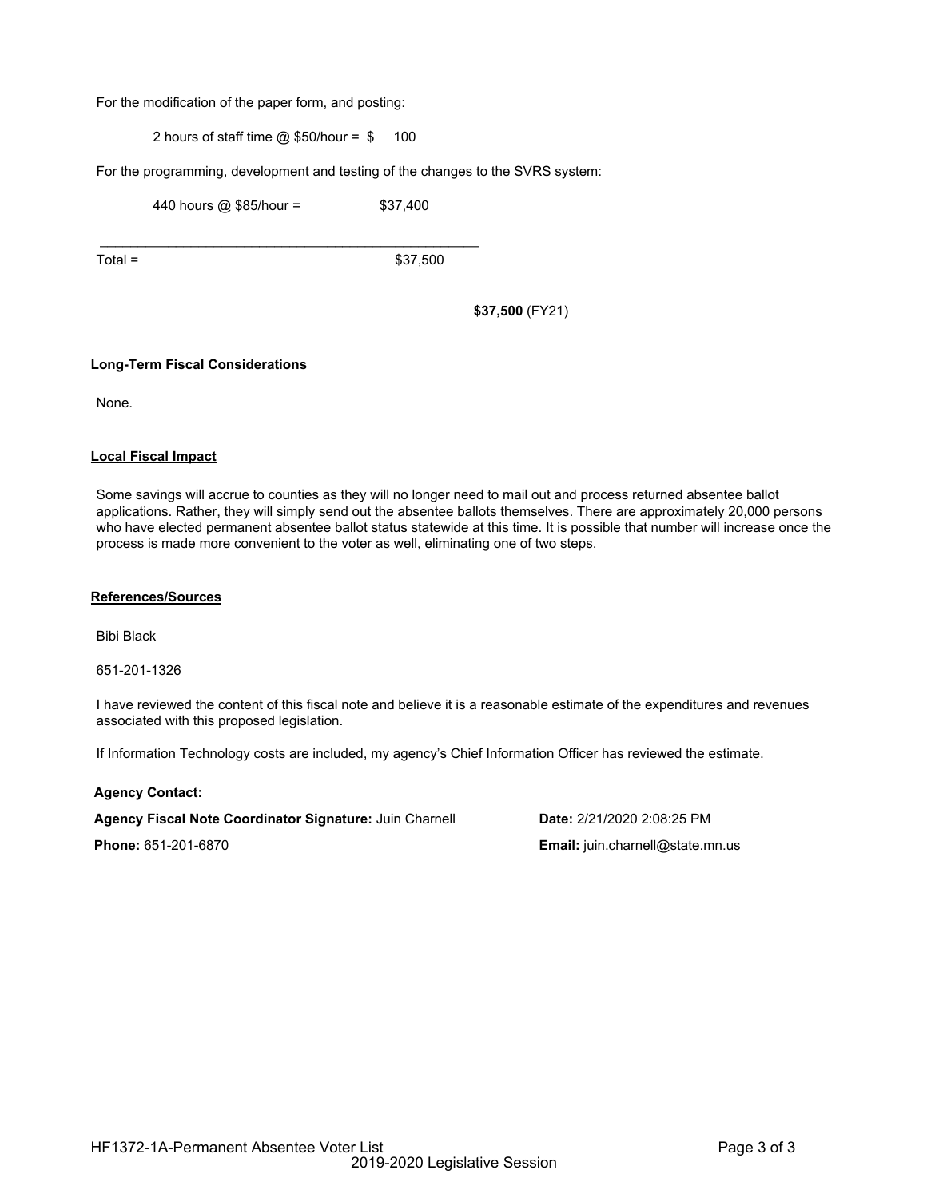For the modification of the paper form, and posting:

2 hours of staff time @ $50/hour = $ 100

For the programming, development and testing of the changes to the SVRS system:

440 hours @ $85/hour = $37,400

Total = $37,500

**$37,500** (FY21)

**Long-Term Fiscal Considerations**

None.

**Local Fiscal Impact**

Some savings will accrue to counties as they will no longer need to mail out and process returned absentee ballot applications. Rather, they will simply send out the absentee ballots themselves. There are approximately 20,000 persons who have elected permanent absentee ballot status statewide at this time. It is possible that number will increase once the process is made more convenient to the voter as well, eliminating one of two steps.

**References/Sources**

Bibi Black

651-201-1326

I have reviewed the content of this fiscal note and believe it is a reasonable estimate of the expenditures and revenues associated with this proposed legislation.

If Information Technology costs are included, my agency's Chief Information Officer has reviewed the estimate.

**Agency Contact:**

**Agency Fiscal Note Coordinator Signature:** Juin Charnell

**Date:** 2/21/2020 2:08:25 PM

**Phone:** 651-201-6870

**Email:** juin.charnell@state.mn.us